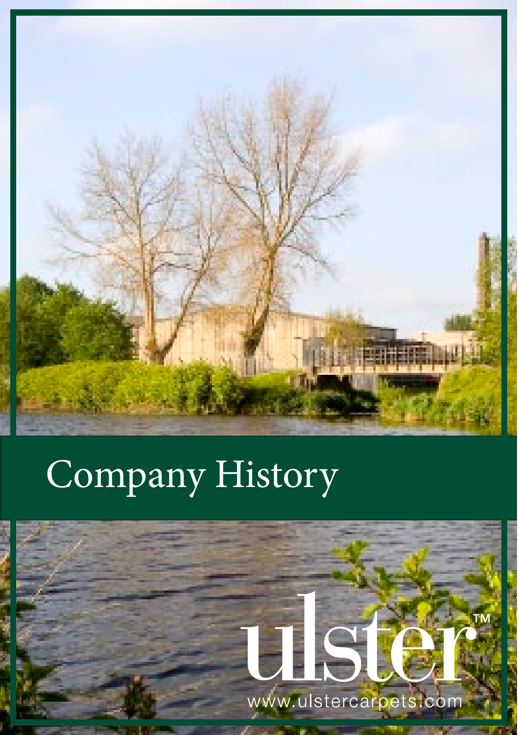# Company History

ulster™

www.ulstercarpets.com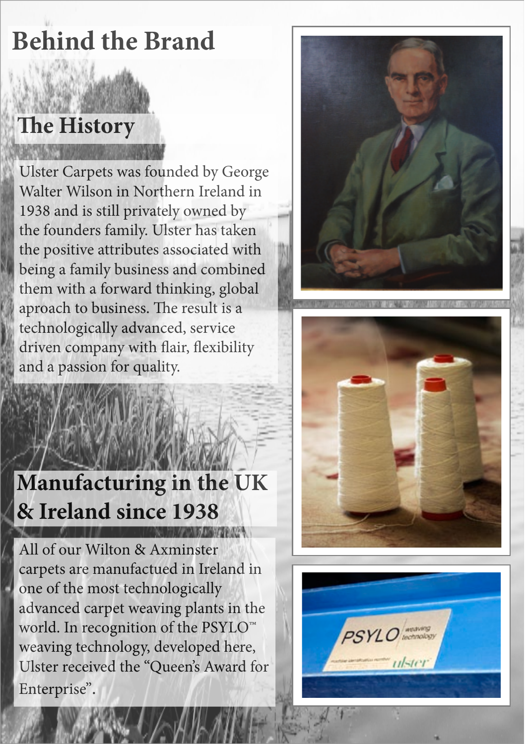# Behind the Brand

## The History

Ulster Carpets was founded by George Walter Wilson in Northern Ireland in 1938 and is still privately owned by the founders family. Ulster has taken the positive attributes associated with being a family business and combined them with a forward thinking, global aproach to business. The result is a technologically advanced, service driven company with flair, flexibility and a passion for quality.

## Manufacturing in the UK & Ireland since 1938

All of our Wilton & Axminster carpets are manufactued in Ireland in one of the most technologically advanced carpet weaving plants in the world. In recognition of the PSYLO™ weaving technology, developed here, Ulster received the "Queen's Award for Enterprise".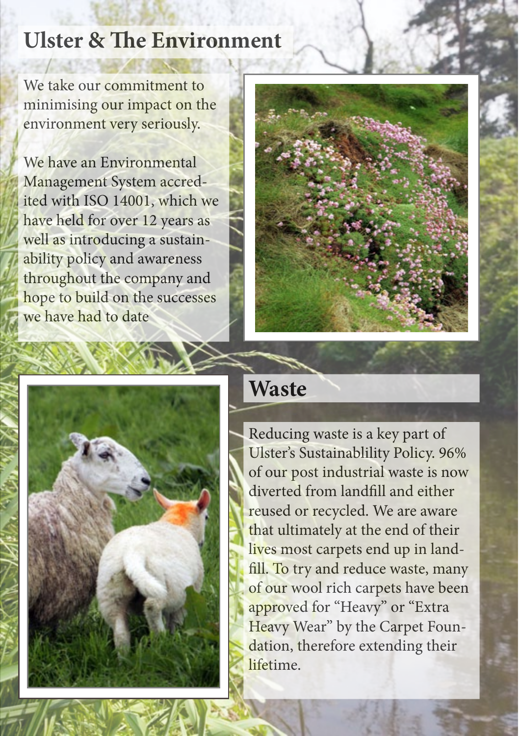# Ulster & The Environment

We take our commitment to minimising our impact on the environment very seriously.

We have an Environmental Management System accredited with ISO 14001, which we have held for over 12 years as well as introducing a sustainability policy and awareness throughout the company and hope to build on the successes we have had to date

## Waste

Reducing waste is a key part of Ulster's Sustainablility Policy. 96% of our post industrial waste is now diverted from landfill and either reused or recycled. We are aware that ultimately at the end of their lives most carpets end up in landfill. To try and reduce waste, many of our wool rich carpets have been approved for "Heavy" or "Extra Heavy Wear" by the Carpet Foundation, therefore extending their lifetime.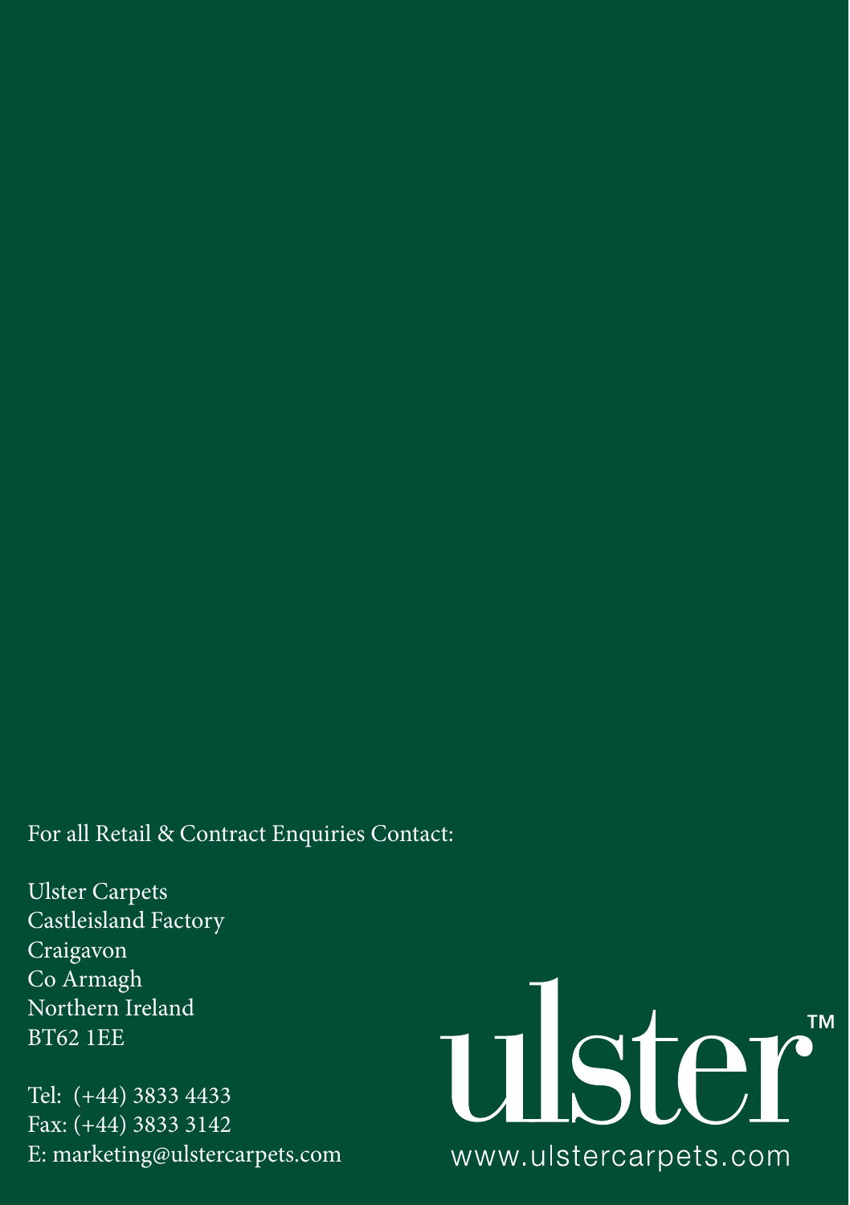For all Retail & Contract Enquiries Contact:

Ulster Carpets
Castleisland Factory
Craigavon
Co Armagh
Northern Ireland
BT62 1EE

Tel: (+44) 3833 4433
Fax: (+44) 3833 3142
E: marketing@ulstercarpets.com

ulster™

www.ulstercarpets.com